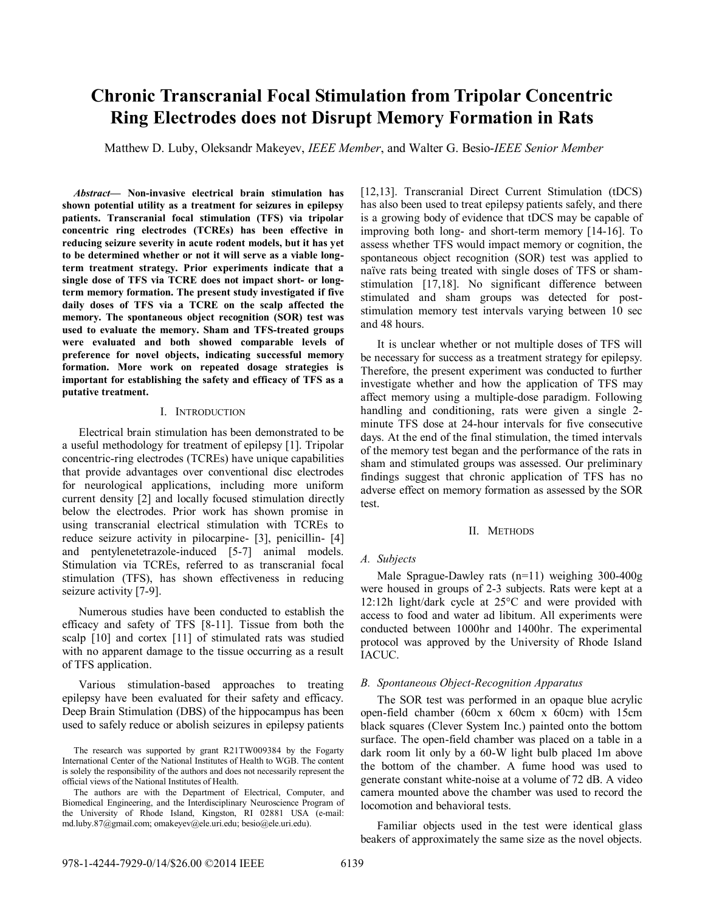# Chronic Transcranial Focal Stimulation from Tripolar Concentric Ring Electrodes does not Disrupt Memory Formation in Rats

Matthew D. Luby, Oleksandr Makeyev, *IEEE Member*, and Walter G. Besio-*IEEE Senior Member*

***Abstract*— Non-invasive electrical brain stimulation has shown potential utility as a treatment for seizures in epilepsy patients. Transcranial focal stimulation (TFS) via tripolar concentric ring electrodes (TCREs) has been effective in reducing seizure severity in acute rodent models, but it has yet to be determined whether or not it will serve as a viable long-term treatment strategy. Prior experiments indicate that a single dose of TFS via TCRE does not impact short- or long-term memory formation. The present study investigated if five daily doses of TFS via a TCRE on the scalp affected the memory. The spontaneous object recognition (SOR) test was used to evaluate the memory. Sham and TFS-treated groups were evaluated and both showed comparable levels of preference for novel objects, indicating successful memory formation. More work on repeated dosage strategies is important for establishing the safety and efficacy of TFS as a putative treatment.**

## I. Introduction

Electrical brain stimulation has been demonstrated to be a useful methodology for treatment of epilepsy [1]. Tripolar concentric-ring electrodes (TCREs) have unique capabilities that provide advantages over conventional disc electrodes for neurological applications, including more uniform current density [2] and locally focused stimulation directly below the electrodes. Prior work has shown promise in using transcranial electrical stimulation with TCREs to reduce seizure activity in pilocarpine- [3], penicillin- [4] and pentylenetetrazole-induced [5-7] animal models. Stimulation via TCREs, referred to as transcranial focal stimulation (TFS), has shown effectiveness in reducing seizure activity [7-9].

Numerous studies have been conducted to establish the efficacy and safety of TFS [8-11]. Tissue from both the scalp [10] and cortex [11] of stimulated rats was studied with no apparent damage to the tissue occurring as a result of TFS application.

Various stimulation-based approaches to treating epilepsy have been evaluated for their safety and efficacy. Deep Brain Stimulation (DBS) of the hippocampus has been used to safely reduce or abolish seizures in epilepsy patients [12,13]. Transcranial Direct Current Stimulation (tDCS) has also been used to treat epilepsy patients safely, and there is a growing body of evidence that tDCS may be capable of improving both long- and short-term memory [14-16]. To assess whether TFS would impact memory or cognition, the spontaneous object recognition (SOR) test was applied to naïve rats being treated with single doses of TFS or sham-stimulation [17,18]. No significant difference between stimulated and sham groups was detected for post-stimulation memory test intervals varying between 10 sec and 48 hours.

It is unclear whether or not multiple doses of TFS will be necessary for success as a treatment strategy for epilepsy. Therefore, the present experiment was conducted to further investigate whether and how the application of TFS may affect memory using a multiple-dose paradigm. Following handling and conditioning, rats were given a single 2-minute TFS dose at 24-hour intervals for five consecutive days. At the end of the final stimulation, the timed intervals of the memory test began and the performance of the rats in sham and stimulated groups was assessed. Our preliminary findings suggest that chronic application of TFS has no adverse effect on memory formation as assessed by the SOR test.

## II. Methods

### A. Subjects

Male Sprague-Dawley rats (n=11) weighing 300-400g were housed in groups of 2-3 subjects. Rats were kept at a 12:12h light/dark cycle at 25°C and were provided with access to food and water ad libitum. All experiments were conducted between 1000hr and 1400hr. The experimental protocol was approved by the University of Rhode Island IACUC.

### B. Spontaneous Object-Recognition Apparatus

The SOR test was performed in an opaque blue acrylic open-field chamber (60cm x 60cm x 60cm) with 15cm black squares (Clever System Inc.) painted onto the bottom surface. The open-field chamber was placed on a table in a dark room lit only by a 60-W light bulb placed 1m above the bottom of the chamber. A fume hood was used to generate constant white-noise at a volume of 72 dB. A video camera mounted above the chamber was used to record the locomotion and behavioral tests.

Familiar objects used in the test were identical glass beakers of approximately the same size as the novel objects.

The research was supported by grant R21TW009384 by the Fogarty International Center of the National Institutes of Health to WGB. The content is solely the responsibility of the authors and does not necessarily represent the official views of the National Institutes of Health.

The authors are with the Department of Electrical, Computer, and Biomedical Engineering, and the Interdisciplinary Neuroscience Program of the University of Rhode Island, Kingston, RI 02881 USA (e-mail: md.luby.87@gmail.com; omakeyev@ele.uri.edu; besio@ele.uri.edu).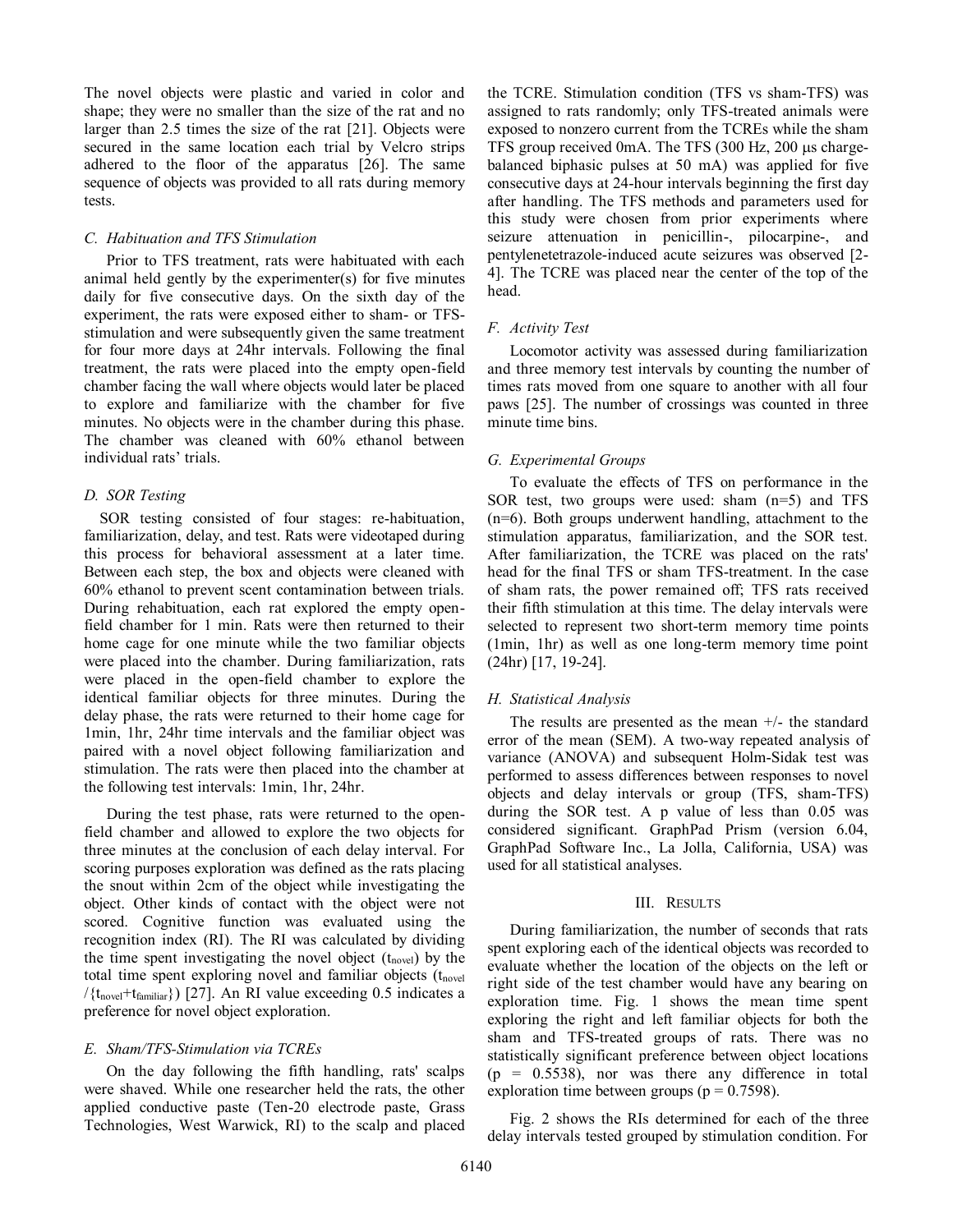The novel objects were plastic and varied in color and shape; they were no smaller than the size of the rat and no larger than 2.5 times the size of the rat [21]. Objects were secured in the same location each trial by Velcro strips adhered to the floor of the apparatus [26]. The same sequence of objects was provided to all rats during memory tests.

### C. Habituation and TFS Stimulation

Prior to TFS treatment, rats were habituated with each animal held gently by the experimenter(s) for five minutes daily for five consecutive days. On the sixth day of the experiment, the rats were exposed either to sham- or TFS-stimulation and were subsequently given the same treatment for four more days at 24hr intervals. Following the final treatment, the rats were placed into the empty open-field chamber facing the wall where objects would later be placed to explore and familiarize with the chamber for five minutes. No objects were in the chamber during this phase. The chamber was cleaned with 60% ethanol between individual rats' trials.

### D. SOR Testing

SOR testing consisted of four stages: re-habituation, familiarization, delay, and test. Rats were videotaped during this process for behavioral assessment at a later time. Between each step, the box and objects were cleaned with 60% ethanol to prevent scent contamination between trials. During rehabituation, each rat explored the empty open-field chamber for 1 min. Rats were then returned to their home cage for one minute while the two familiar objects were placed into the chamber. During familiarization, rats were placed in the open-field chamber to explore the identical familiar objects for three minutes. During the delay phase, the rats were returned to their home cage for 1min, 1hr, 24hr time intervals and the familiar object was paired with a novel object following familiarization and stimulation. The rats were then placed into the chamber at the following test intervals: 1min, 1hr, 24hr.

During the test phase, rats were returned to the open-field chamber and allowed to explore the two objects for three minutes at the conclusion of each delay interval. For scoring purposes exploration was defined as the rats placing the snout within 2cm of the object while investigating the object. Other kinds of contact with the object were not scored. Cognitive function was evaluated using the recognition index (RI). The RI was calculated by dividing the time spent investigating the novel object ($t_{novel}$) by the total time spent exploring novel and familiar objects ($t_{novel}/\{t_{novel}+t_{familiar}\}$) [27]. An RI value exceeding 0.5 indicates a preference for novel object exploration.

### E. Sham/TFS-Stimulation via TCREs

On the day following the fifth handling, rats' scalps were shaved. While one researcher held the rats, the other applied conductive paste (Ten-20 electrode paste, Grass Technologies, West Warwick, RI) to the scalp and placed the TCRE. Stimulation condition (TFS vs sham-TFS) was assigned to rats randomly; only TFS-treated animals were exposed to nonzero current from the TCREs while the sham TFS group received 0mA. The TFS (300 Hz, 200 μs charge-balanced biphasic pulses at 50 mA) was applied for five consecutive days at 24-hour intervals beginning the first day after handling. The TFS methods and parameters used for this study were chosen from prior experiments where seizure attenuation in penicillin-, pilocarpine-, and pentylenetetrazole-induced acute seizures was observed [2-4]. The TCRE was placed near the center of the top of the head.

### F. Activity Test

Locomotor activity was assessed during familiarization and three memory test intervals by counting the number of times rats moved from one square to another with all four paws [25]. The number of crossings was counted in three minute time bins.

### G. Experimental Groups

To evaluate the effects of TFS on performance in the SOR test, two groups were used: sham (n=5) and TFS (n=6). Both groups underwent handling, attachment to the stimulation apparatus, familiarization, and the SOR test. After familiarization, the TCRE was placed on the rats' head for the final TFS or sham TFS-treatment. In the case of sham rats, the power remained off; TFS rats received their fifth stimulation at this time. The delay intervals were selected to represent two short-term memory time points (1min, 1hr) as well as one long-term memory time point (24hr) [17, 19-24].

### H. Statistical Analysis

The results are presented as the mean +/- the standard error of the mean (SEM). A two-way repeated analysis of variance (ANOVA) and subsequent Holm-Sidak test was performed to assess differences between responses to novel objects and delay intervals or group (TFS, sham-TFS) during the SOR test. A p value of less than 0.05 was considered significant. GraphPad Prism (version 6.04, GraphPad Software Inc., La Jolla, California, USA) was used for all statistical analyses.

## III. Results

During familiarization, the number of seconds that rats spent exploring each of the identical objects was recorded to evaluate whether the location of the objects on the left or right side of the test chamber would have any bearing on exploration time. Fig. 1 shows the mean time spent exploring the right and left familiar objects for both the sham and TFS-treated groups of rats. There was no statistically significant preference between object locations ($p = 0.5538$), nor was there any difference in total exploration time between groups ($p = 0.7598$).

Fig. 2 shows the RIs determined for each of the three delay intervals tested grouped by stimulation condition. For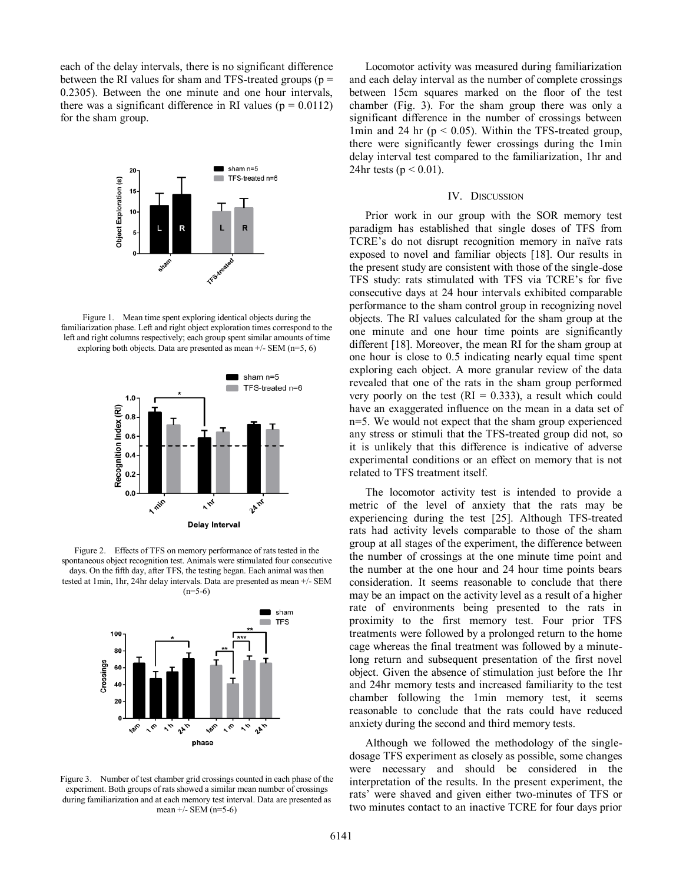each of the delay intervals, there is no significant difference between the RI values for sham and TFS-treated groups ($p = 0.2305$). Between the one minute and one hour intervals, there was a significant difference in RI values ($p = 0.0112$) for the sham group.

Figure 1. Mean time spent exploring identical objects during the familiarization phase. Left and right object exploration times correspond to the left and right columns respectively; each group spent similar amounts of time exploring both objects. Data are presented as mean +/- SEM (n=5, 6)

Figure 2. Effects of TFS on memory performance of rats tested in the spontaneous object recognition test. Animals were stimulated four consecutive days. On the fifth day, after TFS, the testing began. Each animal was then tested at 1min, 1hr, 24hr delay intervals. Data are presented as mean +/- SEM (n=5-6)

Figure 3. Number of test chamber grid crossings counted in each phase of the experiment. Both groups of rats showed a similar mean number of crossings during familiarization and at each memory test interval. Data are presented as mean +/- SEM (n=5-6)

Locomotor activity was measured during familiarization and each delay interval as the number of complete crossings between 15cm squares marked on the floor of the test chamber (Fig. 3). For the sham group there was only a significant difference in the number of crossings between 1min and 24 hr ($p < 0.05$). Within the TFS-treated group, there were significantly fewer crossings during the 1min delay interval test compared to the familiarization, 1hr and 24hr tests ($p < 0.01$).

## IV. Discussion

Prior work in our group with the SOR memory test paradigm has established that single doses of TFS from TCRE's do not disrupt recognition memory in naïve rats exposed to novel and familiar objects [18]. Our results in the present study are consistent with those of the single-dose TFS study: rats stimulated with TFS via TCRE's for five consecutive days at 24 hour intervals exhibited comparable performance to the sham control group in recognizing novel objects. The RI values calculated for the sham group at the one minute and one hour time points are significantly different [18]. Moreover, the mean RI for the sham group at one hour is close to 0.5 indicating nearly equal time spent exploring each object. A more granular review of the data revealed that one of the rats in the sham group performed very poorly on the test (RI = 0.333), a result which could have an exaggerated influence on the mean in a data set of n=5. We would not expect that the sham group experienced any stress or stimuli that the TFS-treated group did not, so it is unlikely that this difference is indicative of adverse experimental conditions or an effect on memory that is not related to TFS treatment itself.

The locomotor activity test is intended to provide a metric of the level of anxiety that the rats may be experiencing during the test [25]. Although TFS-treated rats had activity levels comparable to those of the sham group at all stages of the experiment, the difference between the number of crossings at the one minute time point and the number at the one hour and 24 hour time points bears consideration. It seems reasonable to conclude that there may be an impact on the activity level as a result of a higher rate of environments being presented to the rats in proximity to the first memory test. Four prior TFS treatments were followed by a prolonged return to the home cage whereas the final treatment was followed by a minute-long return and subsequent presentation of the first novel object. Given the absence of stimulation just before the 1hr and 24hr memory tests and increased familiarity to the test chamber following the 1min memory test, it seems reasonable to conclude that the rats could have reduced anxiety during the second and third memory tests.

Although we followed the methodology of the single-dosage TFS experiment as closely as possible, some changes were necessary and should be considered in the interpretation of the results. In the present experiment, the rats' were shaved and given either two-minutes of TFS or two minutes contact to an inactive TCRE for four days prior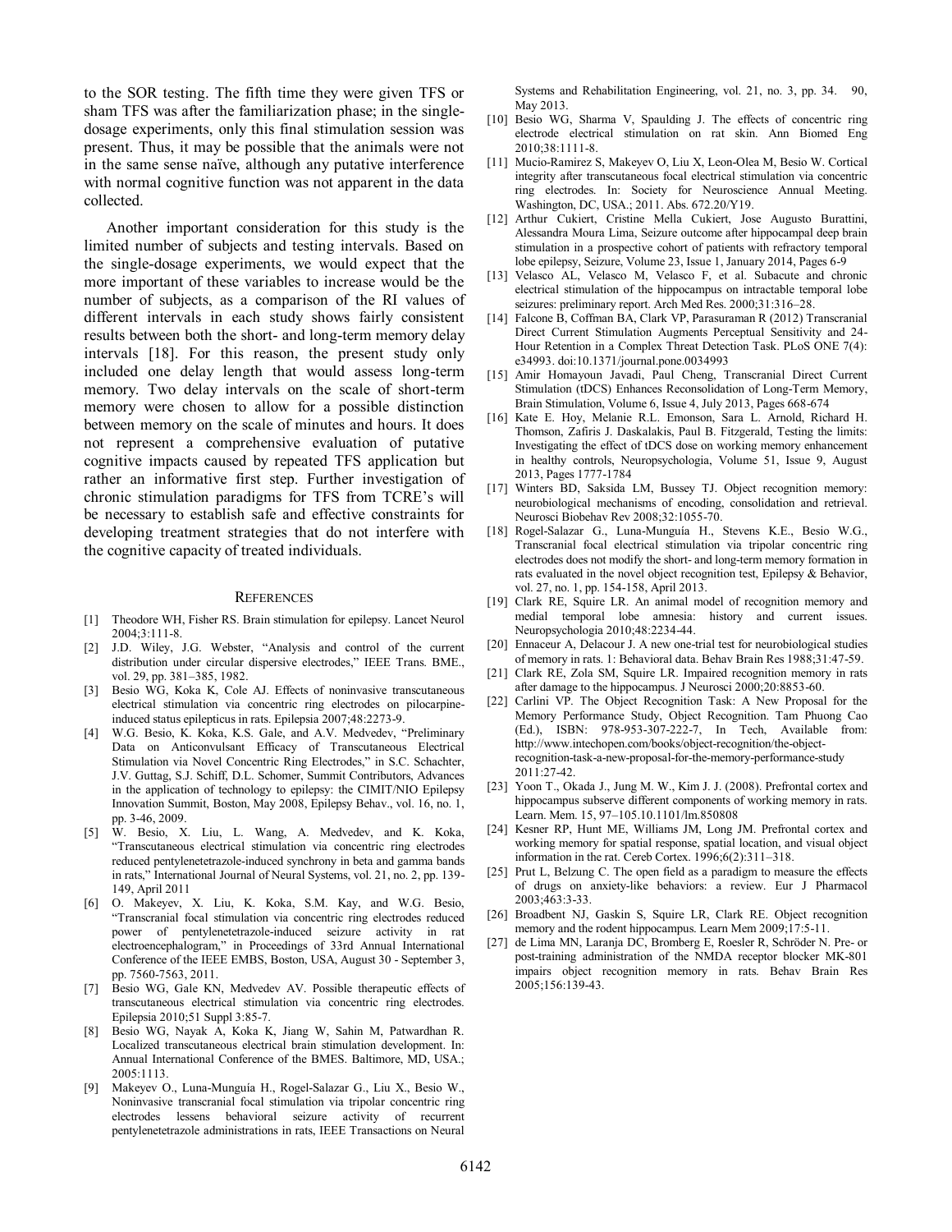to the SOR testing. The fifth time they were given TFS or sham TFS was after the familiarization phase; in the single-dosage experiments, only this final stimulation session was present. Thus, it may be possible that the animals were not in the same sense naïve, although any putative interference with normal cognitive function was not apparent in the data collected.

Another important consideration for this study is the limited number of subjects and testing intervals. Based on the single-dosage experiments, we would expect that the more important of these variables to increase would be the number of subjects, as a comparison of the RI values of different intervals in each study shows fairly consistent results between both the short- and long-term memory delay intervals [18]. For this reason, the present study only included one delay length that would assess long-term memory. Two delay intervals on the scale of short-term memory were chosen to allow for a possible distinction between memory on the scale of minutes and hours. It does not represent a comprehensive evaluation of putative cognitive impacts caused by repeated TFS application but rather an informative first step. Further investigation of chronic stimulation paradigms for TFS from TCRE's will be necessary to establish safe and effective constraints for developing treatment strategies that do not interfere with the cognitive capacity of treated individuals.

## References

[1] Theodore WH, Fisher RS. Brain stimulation for epilepsy. Lancet Neurol 2004;3:111-8.

[2] J.D. Wiley, J.G. Webster, "Analysis and control of the current distribution under circular dispersive electrodes," IEEE Trans. BME., vol. 29, pp. 381–385, 1982.

[3] Besio WG, Koka K, Cole AJ. Effects of noninvasive transcutaneous electrical stimulation via concentric ring electrodes on pilocarpine-induced status epilepticus in rats. Epilepsia 2007;48:2273-9.

[4] W.G. Besio, K. Koka, K.S. Gale, and A.V. Medvedev, "Preliminary Data on Anticonvulsant Efficacy of Transcutaneous Electrical Stimulation via Novel Concentric Ring Electrodes," in S.C. Schachter, J.V. Guttag, S.J. Schiff, D.L. Schomer, Summit Contributors, Advances in the application of technology to epilepsy: the CIMIT/NIO Epilepsy Innovation Summit, Boston, May 2008, Epilepsy Behav., vol. 16, no. 1, pp. 3-46, 2009.

[5] W. Besio, X. Liu, L. Wang, A. Medvedev, and K. Koka, "Transcutaneous electrical stimulation via concentric ring electrodes reduced pentylenetetrazole-induced synchrony in beta and gamma bands in rats," International Journal of Neural Systems, vol. 21, no. 2, pp. 139-149, April 2011

[6] O. Makeyev, X. Liu, K. Koka, S.M. Kay, and W.G. Besio, "Transcranial focal stimulation via concentric ring electrodes reduced power of pentylenetetrazole-induced seizure activity in rat electroencephalogram," in Proceedings of 33rd Annual International Conference of the IEEE EMBS, Boston, USA, August 30 - September 3, pp. 7560-7563, 2011.

[7] Besio WG, Gale KN, Medvedev AV. Possible therapeutic effects of transcutaneous electrical stimulation via concentric ring electrodes. Epilepsia 2010;51 Suppl 3:85-7.

[8] Besio WG, Nayak A, Koka K, Jiang W, Sahin M, Patwardhan R. Localized transcutaneous electrical brain stimulation development. In: Annual International Conference of the BMES. Baltimore, MD, USA.; 2005:1113.

[9] Makeyev O., Luna-Munguía H., Rogel-Salazar G., Liu X., Besio W., Noninvasive transcranial focal stimulation via tripolar concentric ring electrodes lessens behavioral seizure activity of recurrent pentylenetetrazole administrations in rats, IEEE Transactions on Neural Systems and Rehabilitation Engineering, vol. 21, no. 3, pp. 34. 90, May 2013.

[10] Besio WG, Sharma V, Spaulding J. The effects of concentric ring electrode electrical stimulation on rat skin. Ann Biomed Eng 2010;38:1111-8.

[11] Mucio-Ramirez S, Makeyev O, Liu X, Leon-Olea M, Besio W. Cortical integrity after transcutaneous focal electrical stimulation via concentric ring electrodes. In: Society for Neuroscience Annual Meeting. Washington, DC, USA.; 2011. Abs. 672.20/Y19.

[12] Arthur Cukiert, Cristine Mella Cukiert, Jose Augusto Burattini, Alessandra Moura Lima, Seizure outcome after hippocampal deep brain stimulation in a prospective cohort of patients with refractory temporal lobe epilepsy, Seizure, Volume 23, Issue 1, January 2014, Pages 6-9

[13] Velasco AL, Velasco M, Velasco F, et al. Subacute and chronic electrical stimulation of the hippocampus on intractable temporal lobe seizures: preliminary report. Arch Med Res. 2000;31:316–28.

[14] Falcone B, Coffman BA, Clark VP, Parasuraman R (2012) Transcranial Direct Current Stimulation Augments Perceptual Sensitivity and 24-Hour Retention in a Complex Threat Detection Task. PLoS ONE 7(4): e34993. doi:10.1371/journal.pone.0034993

[15] Amir Homayoun Javadi, Paul Cheng, Transcranial Direct Current Stimulation (tDCS) Enhances Reconsolidation of Long-Term Memory, Brain Stimulation, Volume 6, Issue 4, July 2013, Pages 668-674

[16] Kate E. Hoy, Melanie R.L. Emonson, Sara L. Arnold, Richard H. Thomson, Zafiris J. Daskalakis, Paul B. Fitzgerald, Testing the limits: Investigating the effect of tDCS dose on working memory enhancement in healthy controls, Neuropsychologia, Volume 51, Issue 9, August 2013, Pages 1777-1784

[17] Winters BD, Saksida LM, Bussey TJ. Object recognition memory: neurobiological mechanisms of encoding, consolidation and retrieval. Neurosci Biobehav Rev 2008;32:1055-70.

[18] Rogel-Salazar G., Luna-Munguía H., Stevens K.E., Besio W.G., Transcranial focal electrical stimulation via tripolar concentric ring electrodes does not modify the short- and long-term memory formation in rats evaluated in the novel object recognition test, Epilepsy & Behavior, vol. 27, no. 1, pp. 154-158, April 2013.

[19] Clark RE, Squire LR. An animal model of recognition memory and medial temporal lobe amnesia: history and current issues. Neuropsychologia 2010;48:2234-44.

[20] Ennaceur A, Delacour J. A new one-trial test for neurobiological studies of memory in rats. 1: Behavioral data. Behav Brain Res 1988;31:47-59.

[21] Clark RE, Zola SM, Squire LR. Impaired recognition memory in rats after damage to the hippocampus. J Neurosci 2000;20:8853-60.

[22] Carlini VP. The Object Recognition Task: A New Proposal for the Memory Performance Study, Object Recognition. Tam Phuong Cao (Ed.), ISBN: 978-953-307-222-7, In Tech, Available from: http://www.intechopen.com/books/object-recognition/the-object-recognition-task-a-new-proposal-for-the-memory-performance-study 2011:27-42.

[23] Yoon T., Okada J., Jung M. W., Kim J. J. (2008). Prefrontal cortex and hippocampus subserve different components of working memory in rats. Learn. Mem. 15, 97–105.10.1101/lm.850808

[24] Kesner RP, Hunt ME, Williams JM, Long JM. Prefrontal cortex and working memory for spatial response, spatial location, and visual object information in the rat. Cereb Cortex. 1996;6(2):311–318.

[25] Prut L, Belzung C. The open field as a paradigm to measure the effects of drugs on anxiety-like behaviors: a review. Eur J Pharmacol 2003;463:3-33.

[26] Broadbent NJ, Gaskin S, Squire LR, Clark RE. Object recognition memory and the rodent hippocampus. Learn Mem 2009;17:5-11.

[27] de Lima MN, Laranja DC, Bromberg E, Roesler R, Schröder N. Pre- or post-training administration of the NMDA receptor blocker MK-801 impairs object recognition memory in rats. Behav Brain Res 2005;156:139-43.